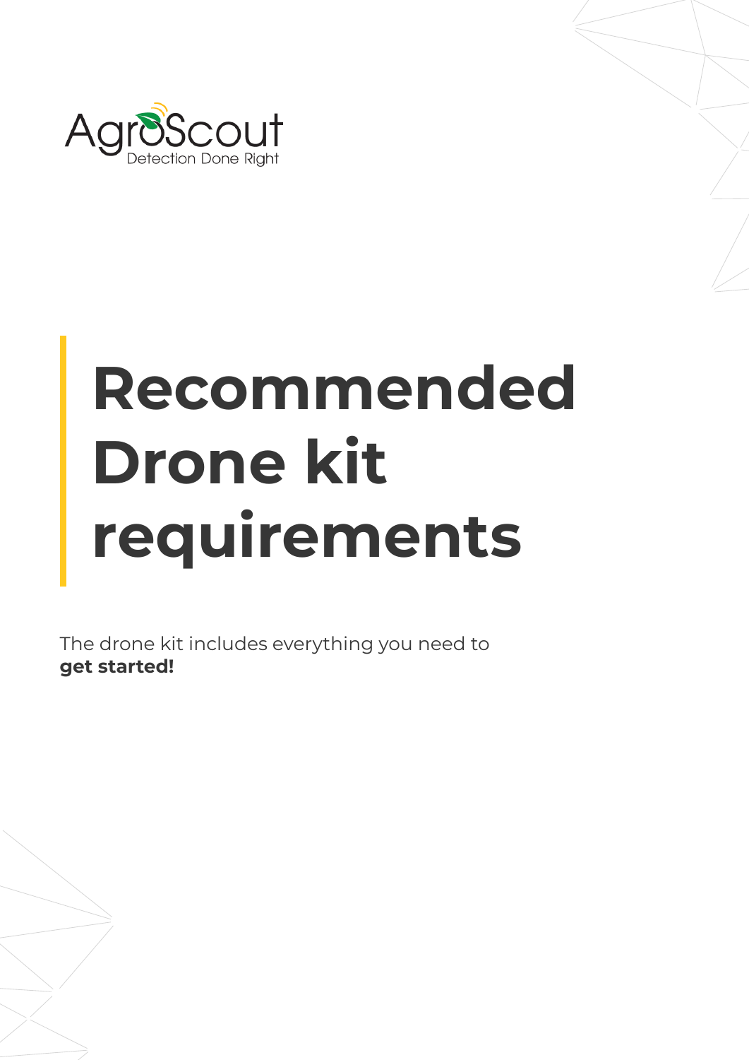AgroScout
Detection Done Right

# Recommended Drone kit requirements

The drone kit includes everything you need to **get started!**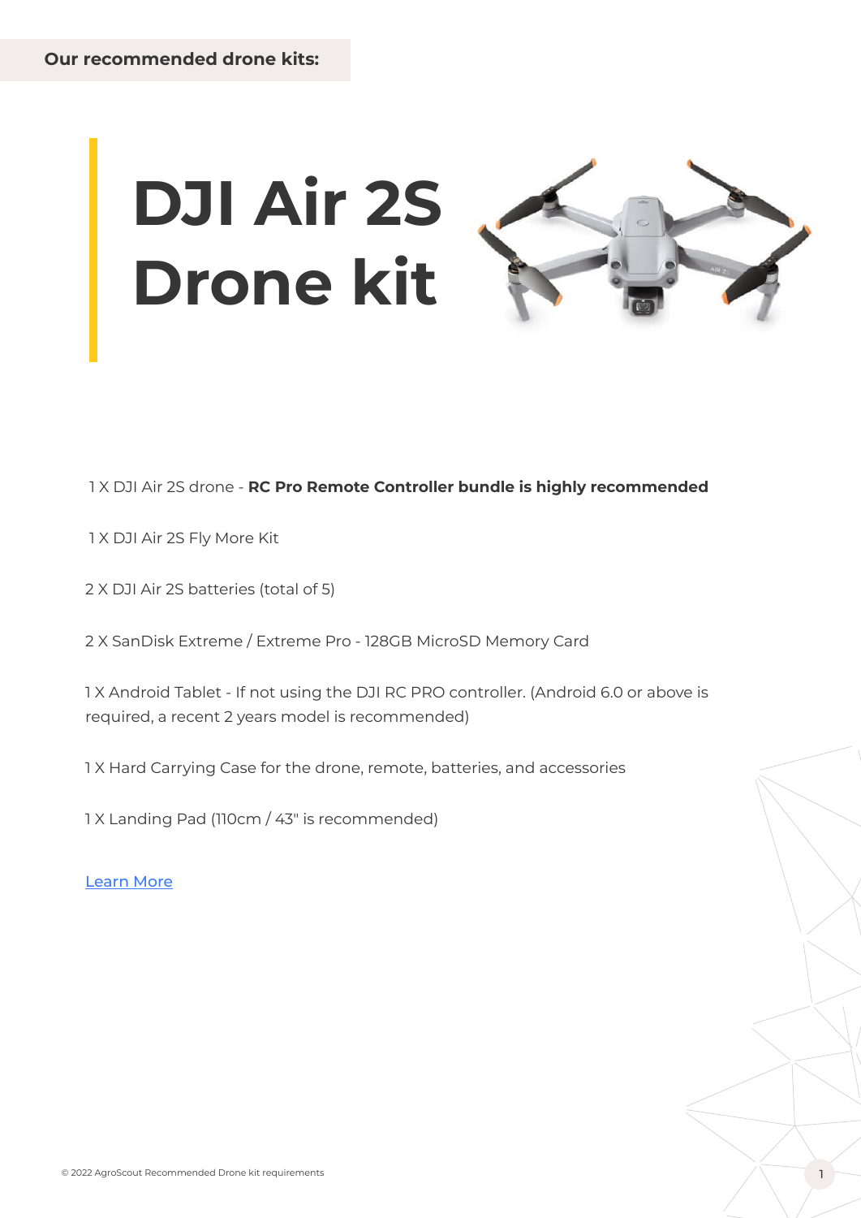**Our recommended drone kits:**

# DJI Air 2S Drone kit

1 X DJI Air 2S drone - **RC Pro Remote Controller bundle is highly recommended**

1 X DJI Air 2S Fly More Kit

2 X DJI Air 2S batteries (total of 5)

2 X SanDisk Extreme / Extreme Pro - 128GB MicroSD Memory Card

1 X Android Tablet - If not using the DJI RC PRO controller. (Android 6.0 or above is required, a recent 2 years model is recommended)

1 X Hard Carrying Case for the drone, remote, batteries, and accessories

1 X Landing Pad (110cm / 43" is recommended)

Learn More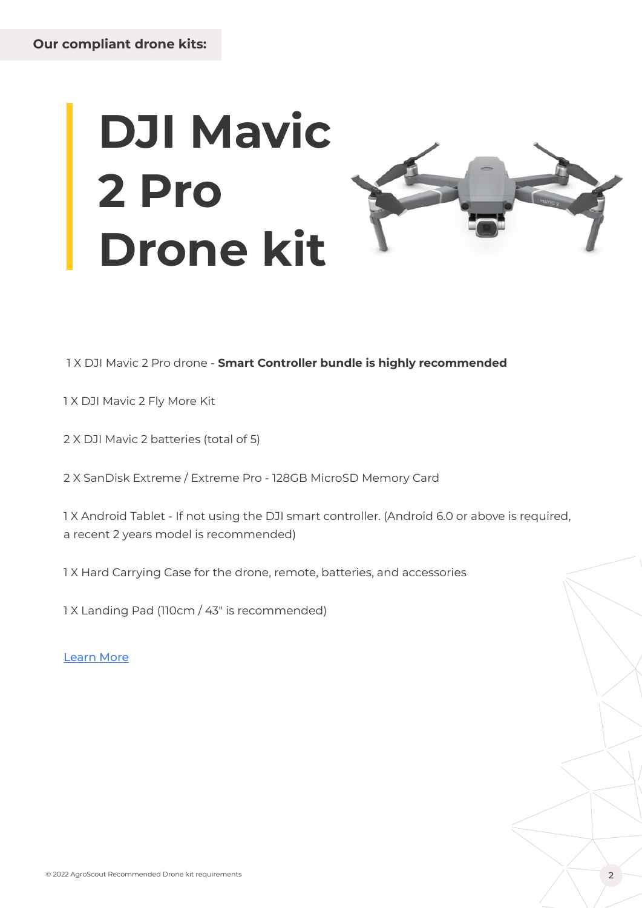**Our compliant drone kits:**

# DJI Mavic 2 Pro Drone kit

1 X DJI Mavic 2 Pro drone - **Smart Controller bundle is highly recommended**

1 X DJI Mavic 2 Fly More Kit

2 X DJI Mavic 2 batteries (total of 5)

2 X SanDisk Extreme / Extreme Pro - 128GB MicroSD Memory Card

1 X Android Tablet - If not using the DJI smart controller. (Android 6.0 or above is required, a recent 2 years model is recommended)

1 X Hard Carrying Case for the drone, remote, batteries, and accessories

1 X Landing Pad (110cm / 43" is recommended)

Learn More

© 2022 AgroScout Recommended Drone kit requirements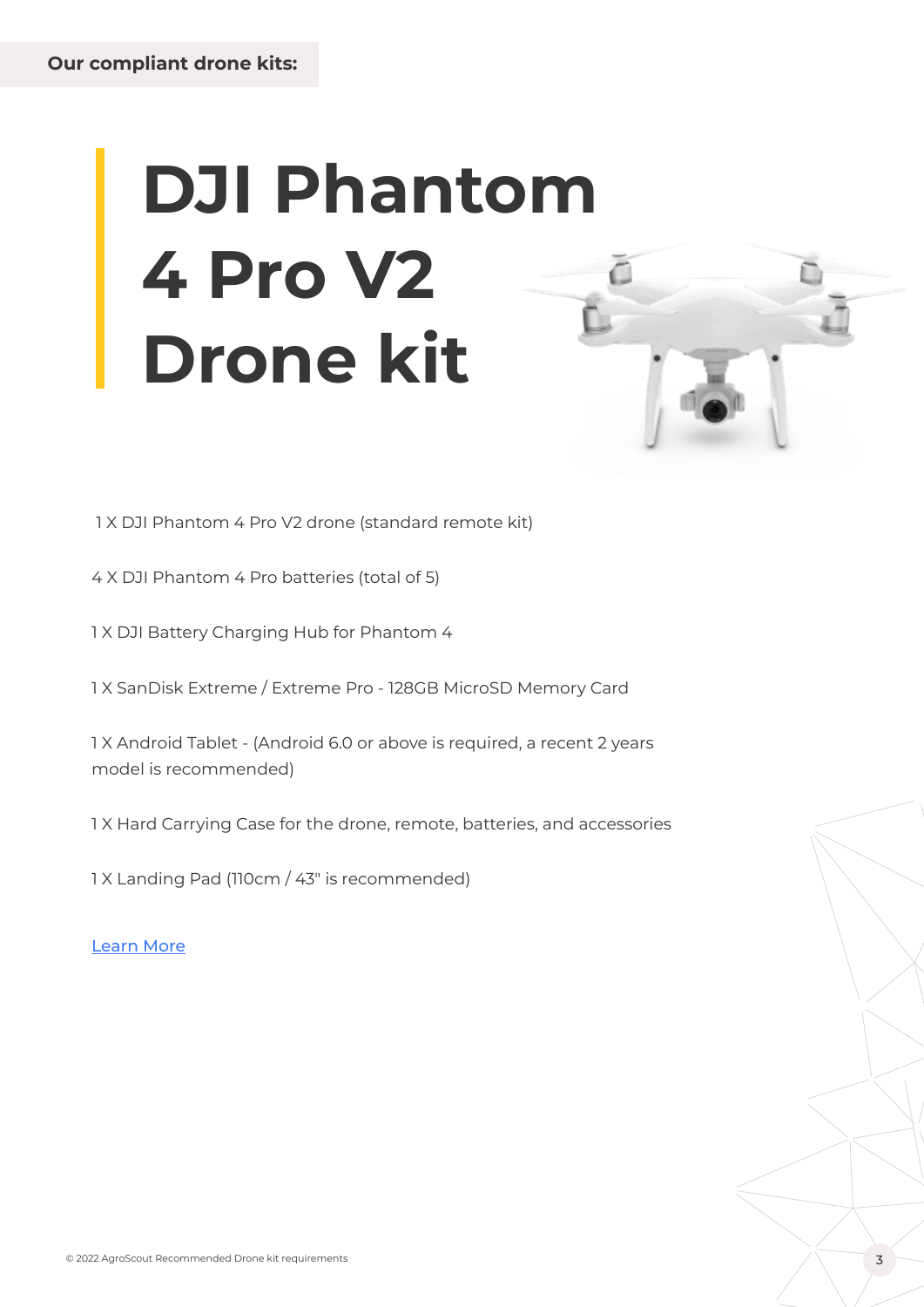**Our compliant drone kits:**

# DJI Phantom 4 Pro V2 Drone kit

1 X DJI Phantom 4 Pro V2 drone (standard remote kit)

4 X DJI Phantom 4 Pro batteries (total of 5)

1 X DJI Battery Charging Hub for Phantom 4

1 X SanDisk Extreme / Extreme Pro - 128GB MicroSD Memory Card

1 X Android Tablet - (Android 6.0 or above is required, a recent 2 years model is recommended)

1 X Hard Carrying Case for the drone, remote, batteries, and accessories

1 X Landing Pad (110cm / 43" is recommended)

Learn More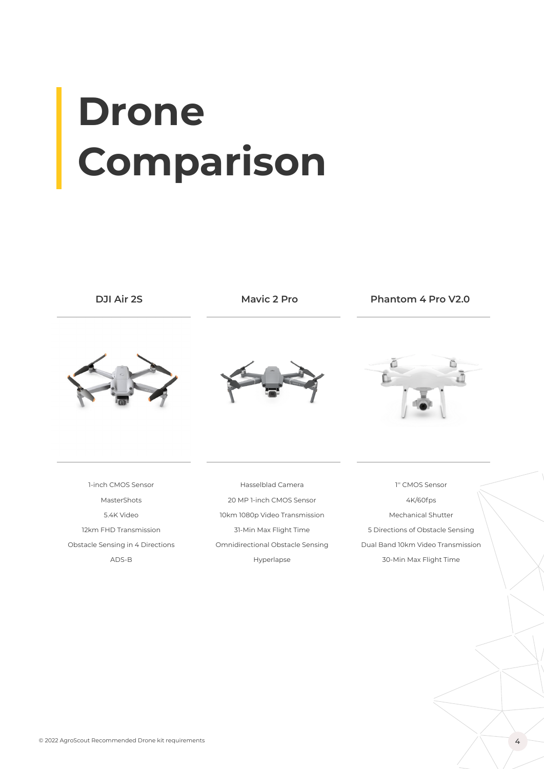# Drone Comparison

| DJI Air 2S | Mavic 2 Pro | Phantom 4 Pro V2.0 |
| --- | --- | --- |
| 1-inch CMOS Sensor | Hasselblad Camera | 1'' CMOS Sensor |
| MasterShots | 20 MP 1-inch CMOS Sensor | 4K/60fps |
| 5.4K Video | 10km 1080p Video Transmission | Mechanical Shutter |
| 12km FHD Transmission | 31-Min Max Flight Time | 5 Directions of Obstacle Sensing |
| Obstacle Sensing in 4 Directions | Omnidirectional Obstacle Sensing | Dual Band 10km Video Transmission |
| ADS-B | Hyperlapse | 30-Min Max Flight Time |

© 2022 AgroScout Recommended Drone kit requirements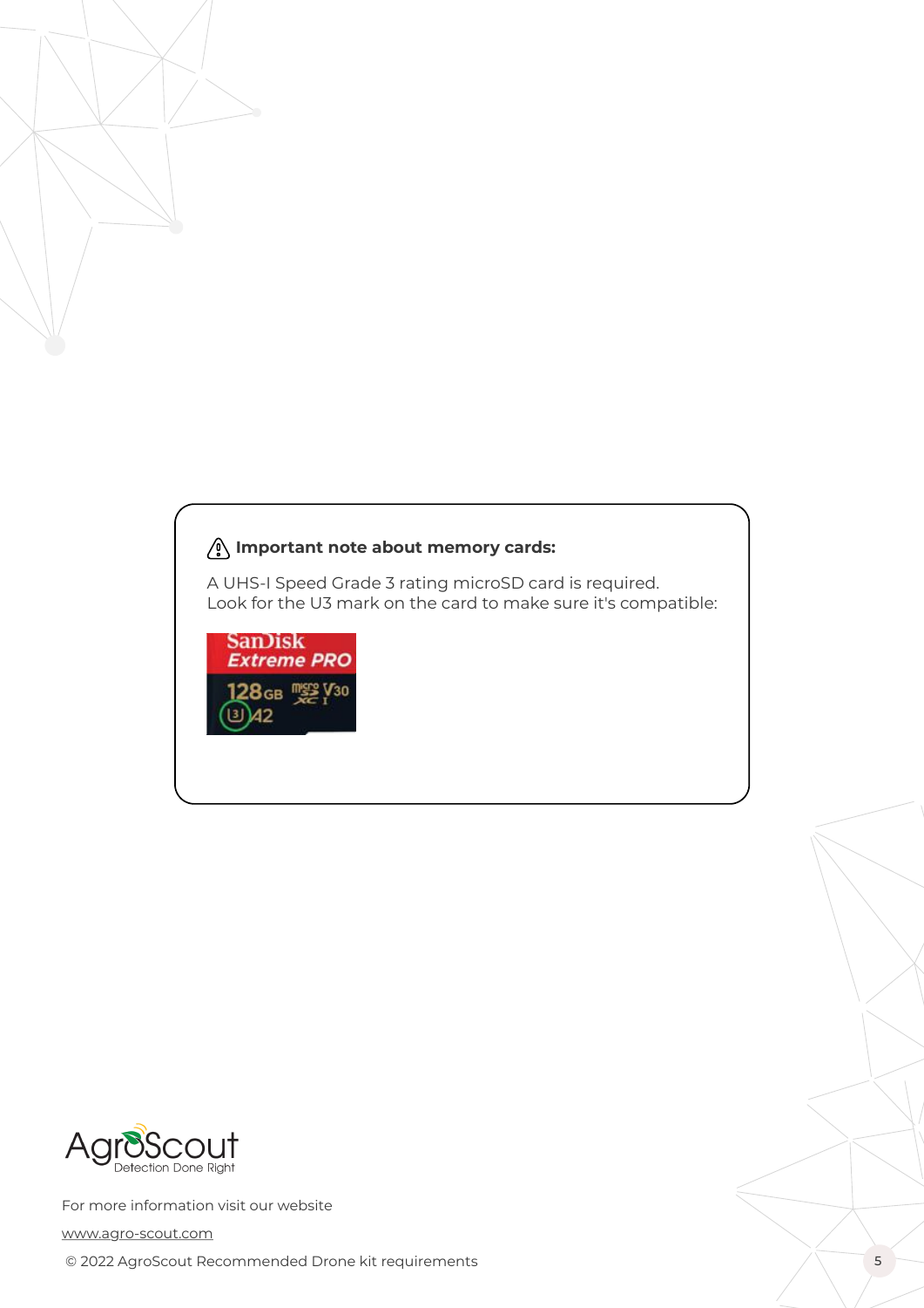**⚠ Important note about memory cards:**

A UHS-I Speed Grade 3 rating microSD card is required.
Look for the U3 mark on the card to make sure it's compatible:

AgroScout
Detection Done Right

For more information visit our website

www.agro-scout.com

© 2022 AgroScout Recommended Drone kit requirements